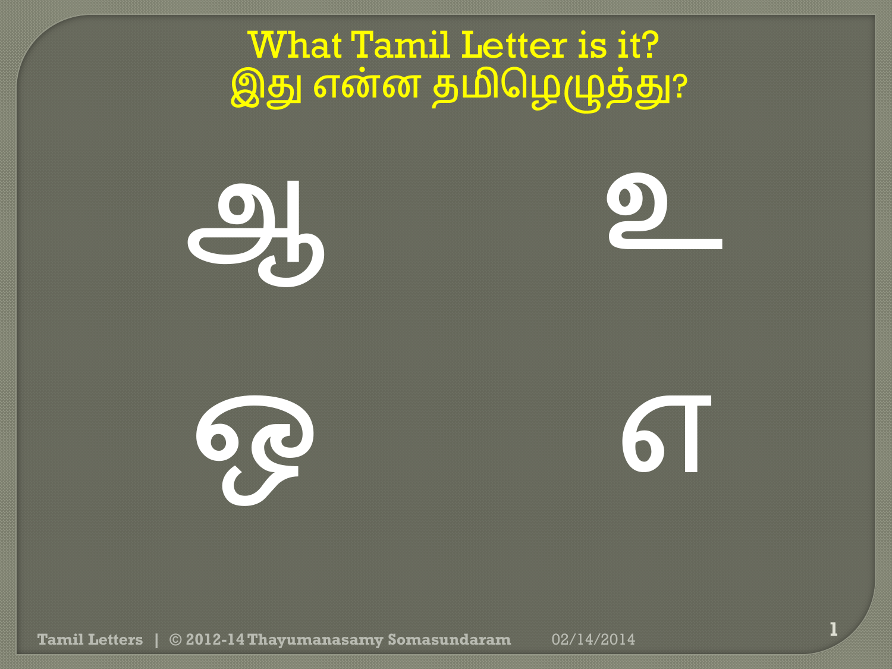# What Tamil Letter is it?
# இது என்ன தமிழெழுத்து?

ஆ  உ

ஒ  எ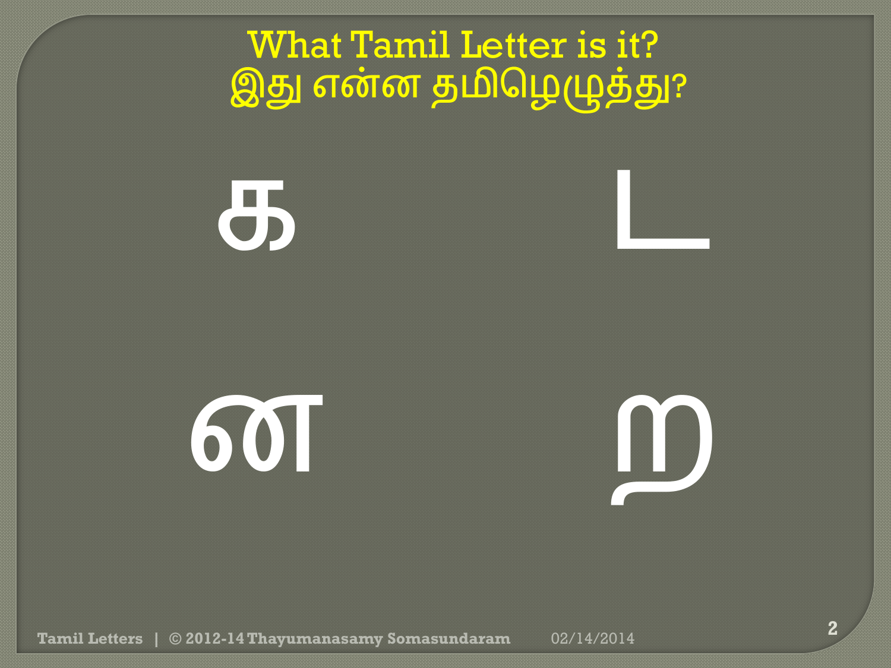# What Tamil Letter is it?
# இது என்ன தமிழெழுத்து?

க ட

ள �று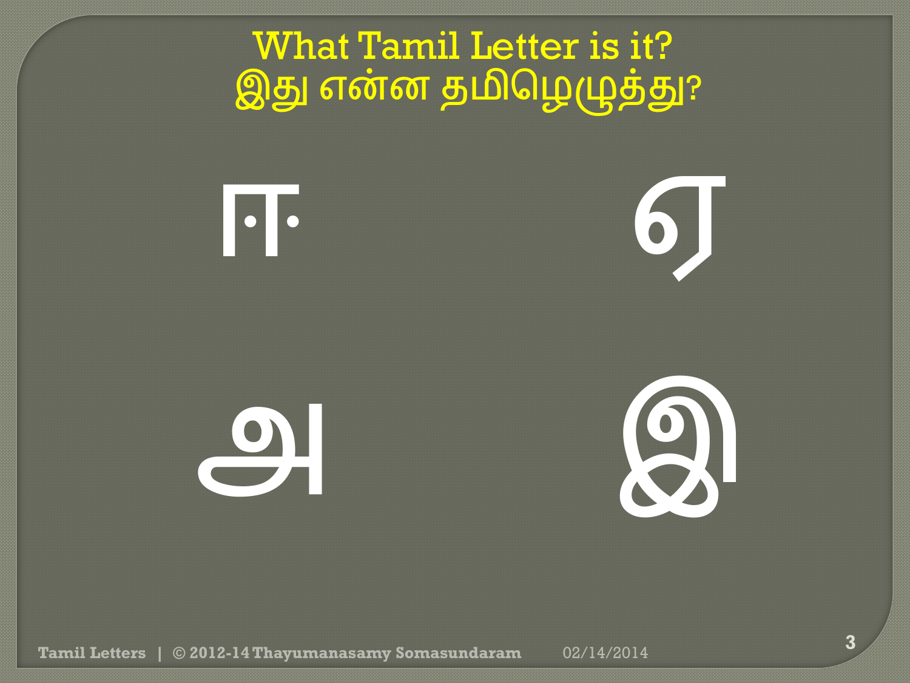# What Tamil Letter is it?
# இது என்ன தமிழெழுத்து?

ஈ    ஏ

அ    இ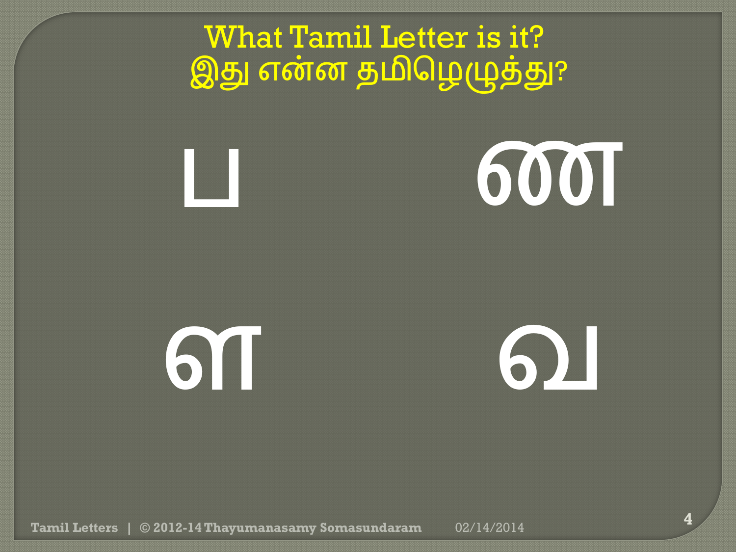# What Tamil Letter is it?
# இது என்ன தமிழெழுத்து?

ப ண

ள வ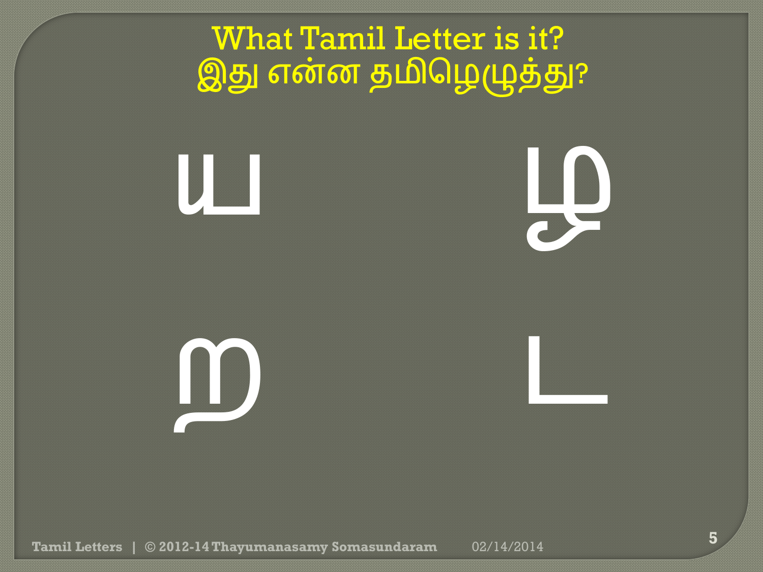# What Tamil Letter is it?
# இது என்ன தமிழெழுத்து?

ய ழ

ற ட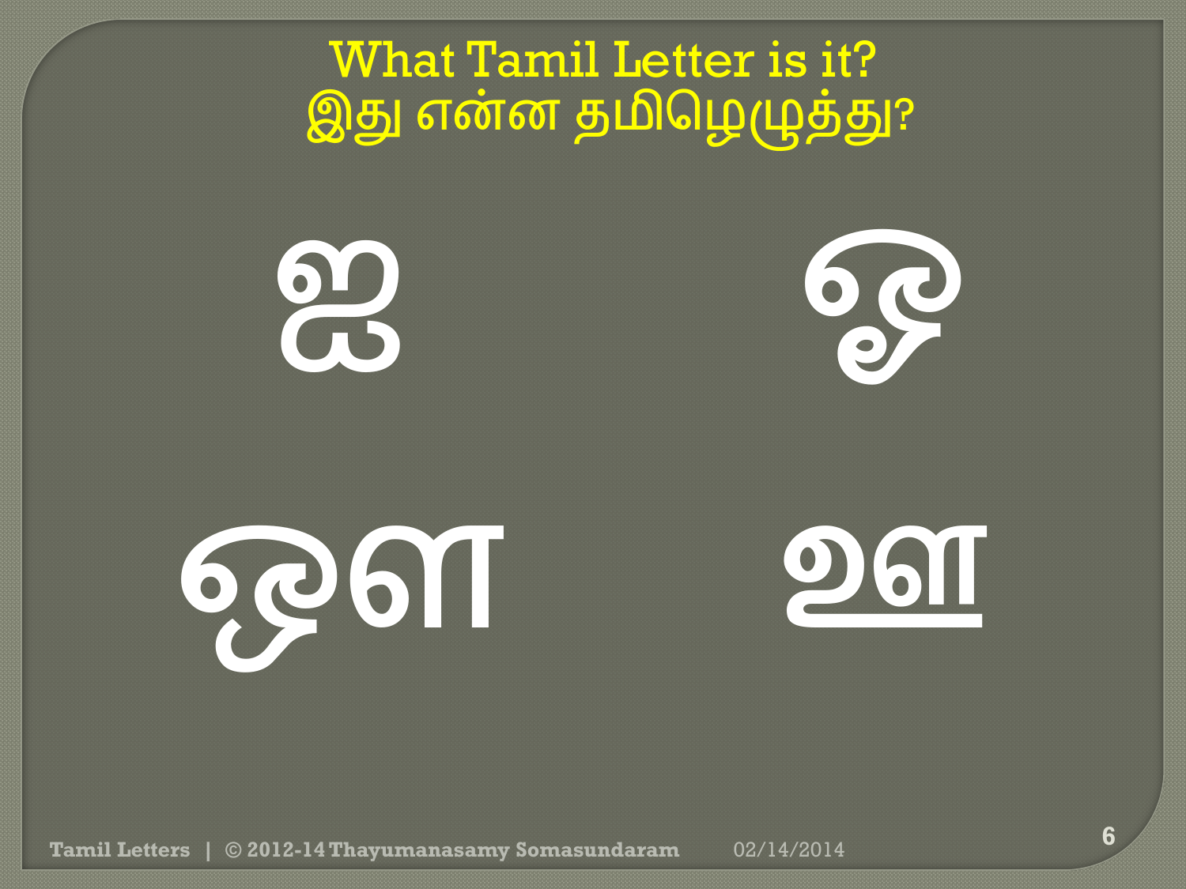# What Tamil Letter is it?
# இது என்ன தமிழெழுத்து?

ஐ ஓ

ஔ உள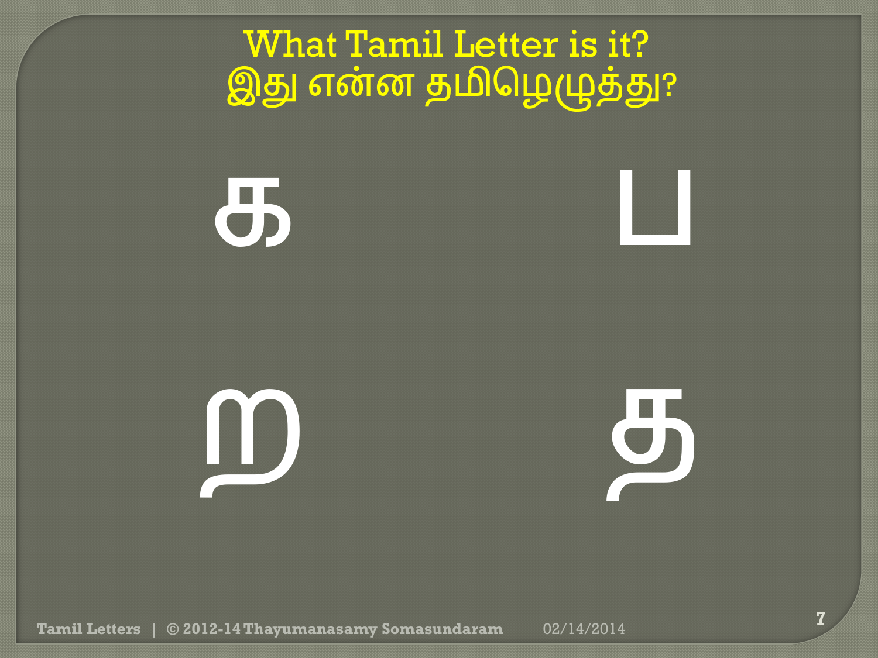# What Tamil Letter is it?
# இது என்ன தமிழெழுத்து?

க ப

ஐ த

# What Tamil Letter is it?
# இது என்ன தமிழெழுத்து?

க ப

ஐ த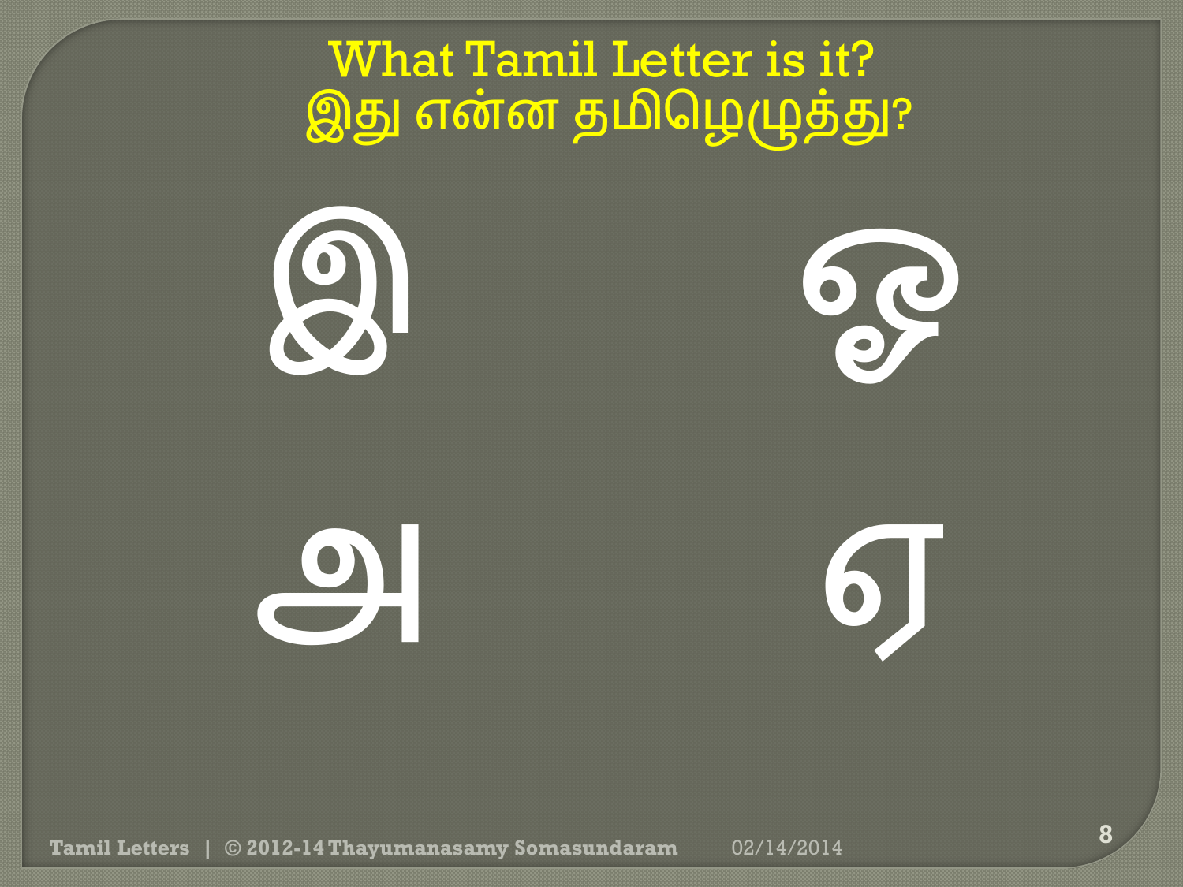# What Tamil Letter is it?
# இது என்ன தமிழெழுத்து?

இ ஓ

அ ஏ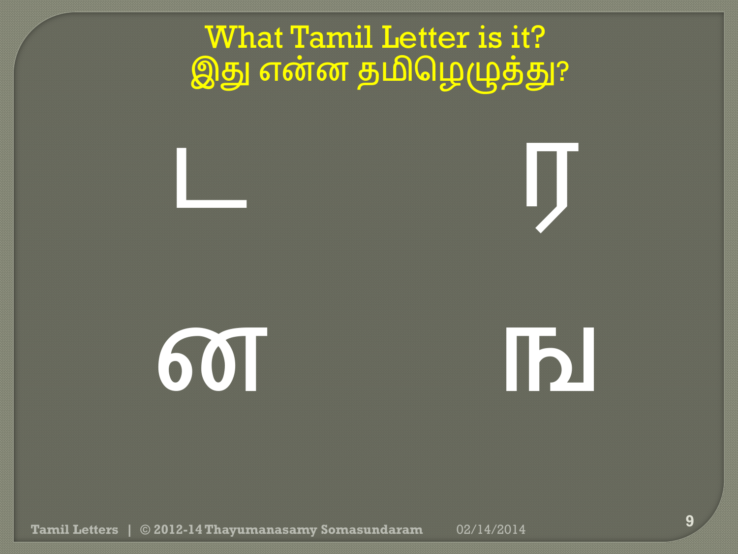# What Tamil Letter is it?
# இது என்ன தமிழெழுத்து?

ட ரகர

Actually letters:

ட ர

ன ங

# What Tamil Letter is it?
# இது என்ன தமிழெழுத்து?

ட ர

ன ங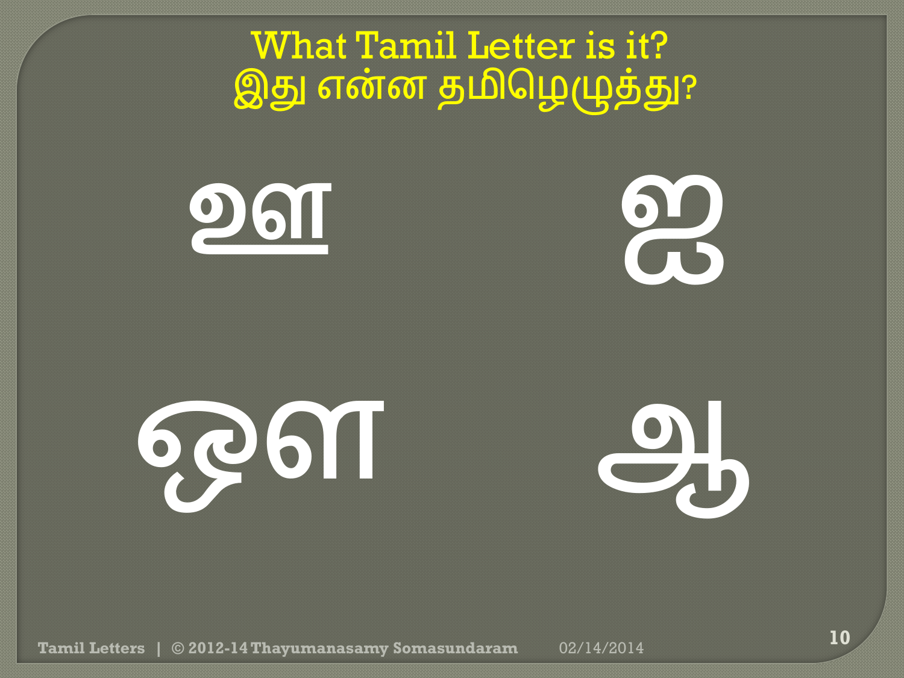# What Tamil Letter is it?
# இது என்ன தமிழெழுத்து?

ஊ ஐ

ஔ ஆ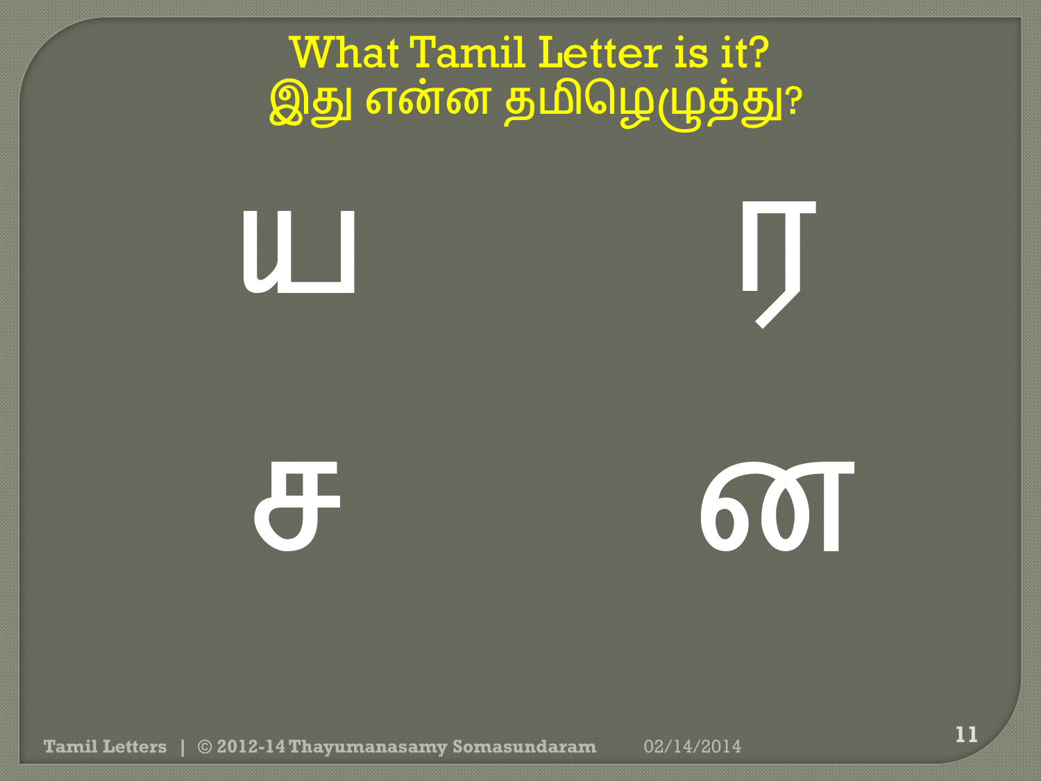# What Tamil Letter is it?
# இது என்ன தமிழெழுத்து?

ய ர

ச ள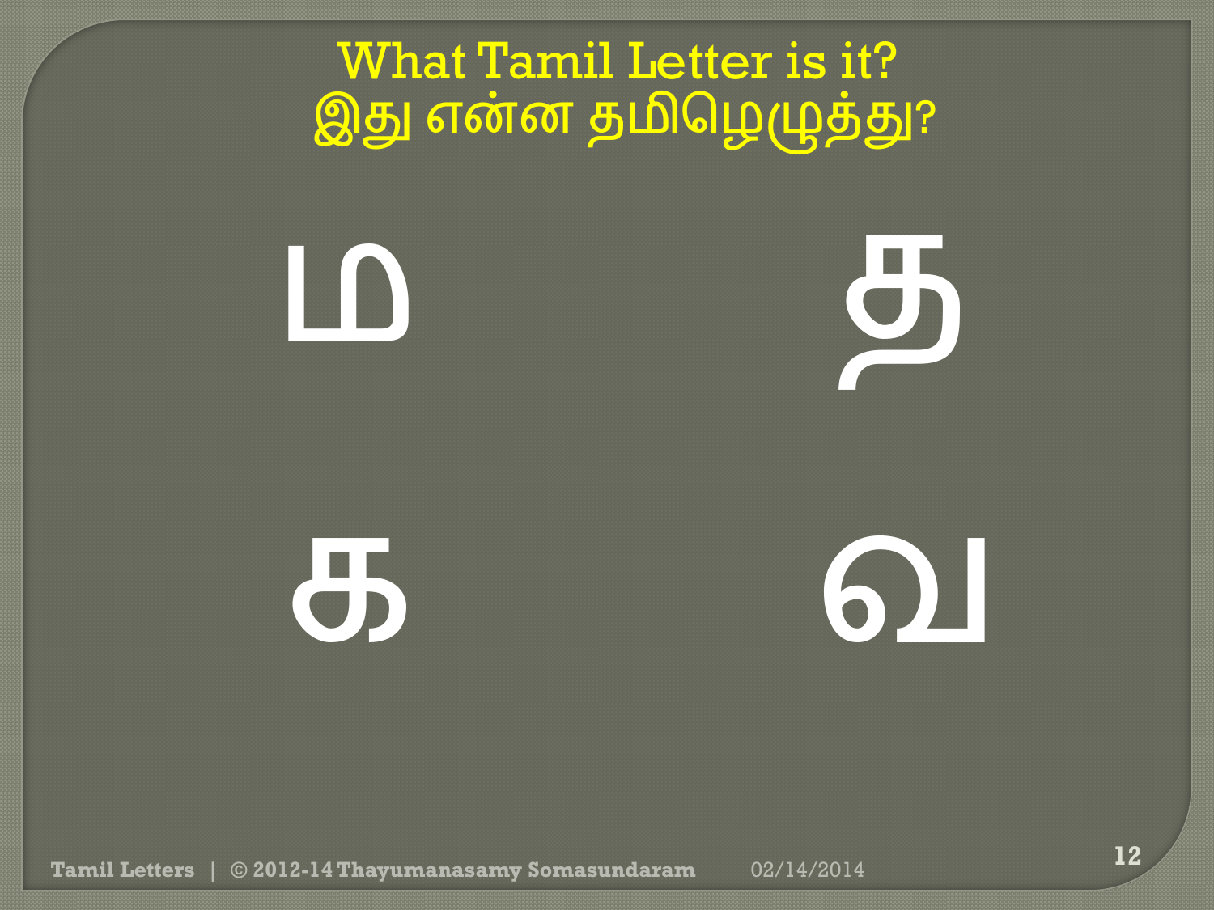# What Tamil Letter is it?
# இது என்ன தமிழெழுத்து?

ம &nbsp;&nbsp;&nbsp;&nbsp;&nbsp;&nbsp;&nbsp;&nbsp; த

க &nbsp;&nbsp;&nbsp;&nbsp;&nbsp;&nbsp;&nbsp;&nbsp; வ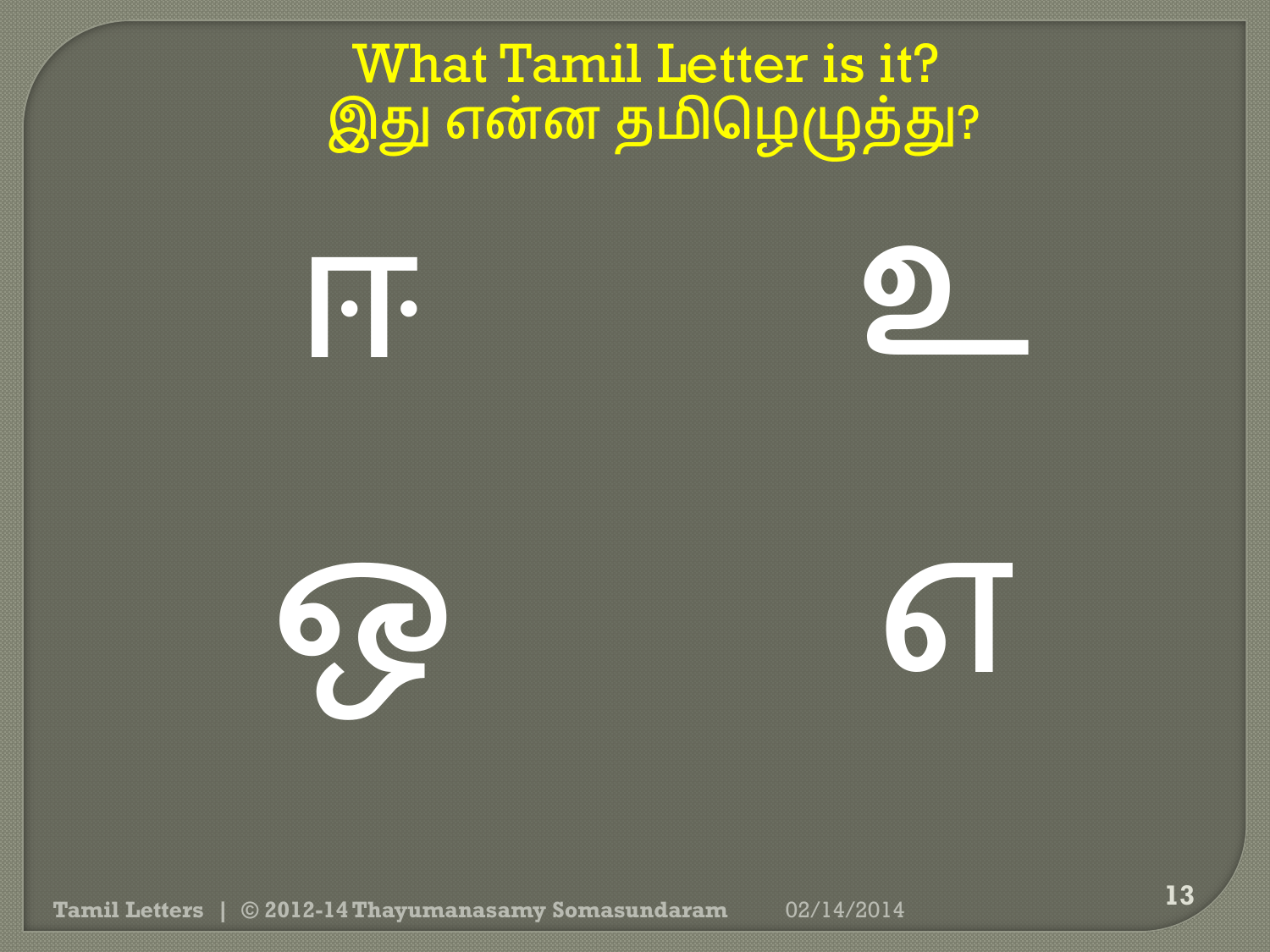# What Tamil Letter is it?
# இது என்ன தமிழெழுத்து?

ஈ    உ

ஒ    எ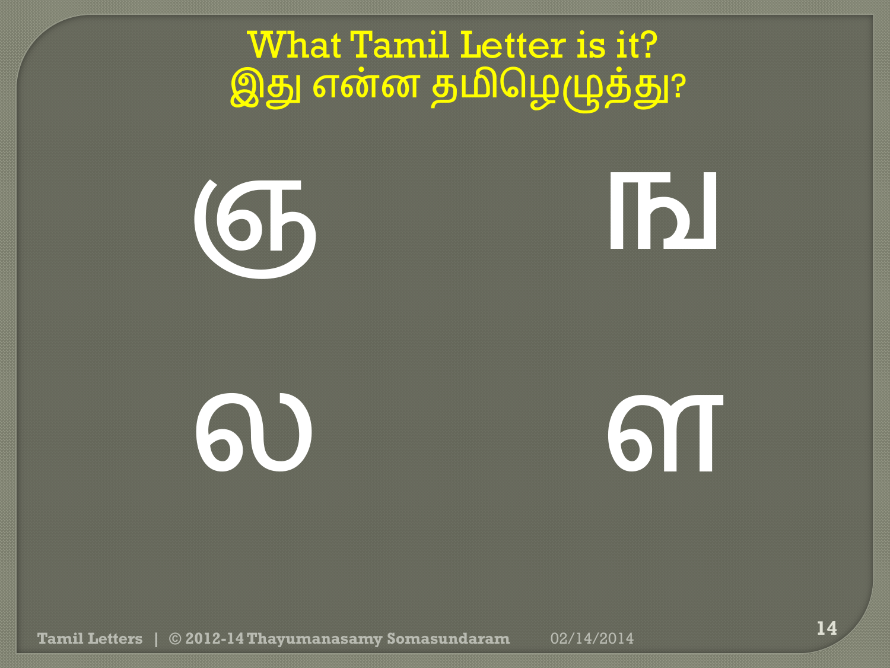# What Tamil Letter is it?
# இது என்ன தமிழெழுத்து?

ஞ ஙு

லெ ள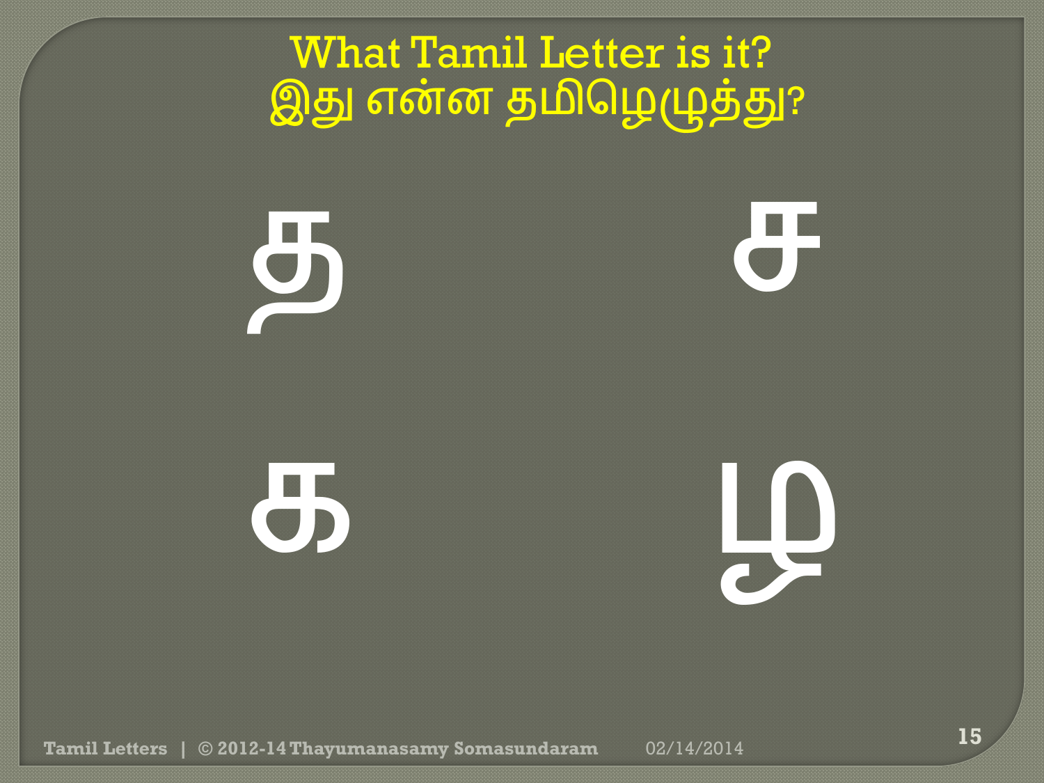# What Tamil Letter is it?
# இது என்ன தமிழெழுத்து?

த    ச

க    ழ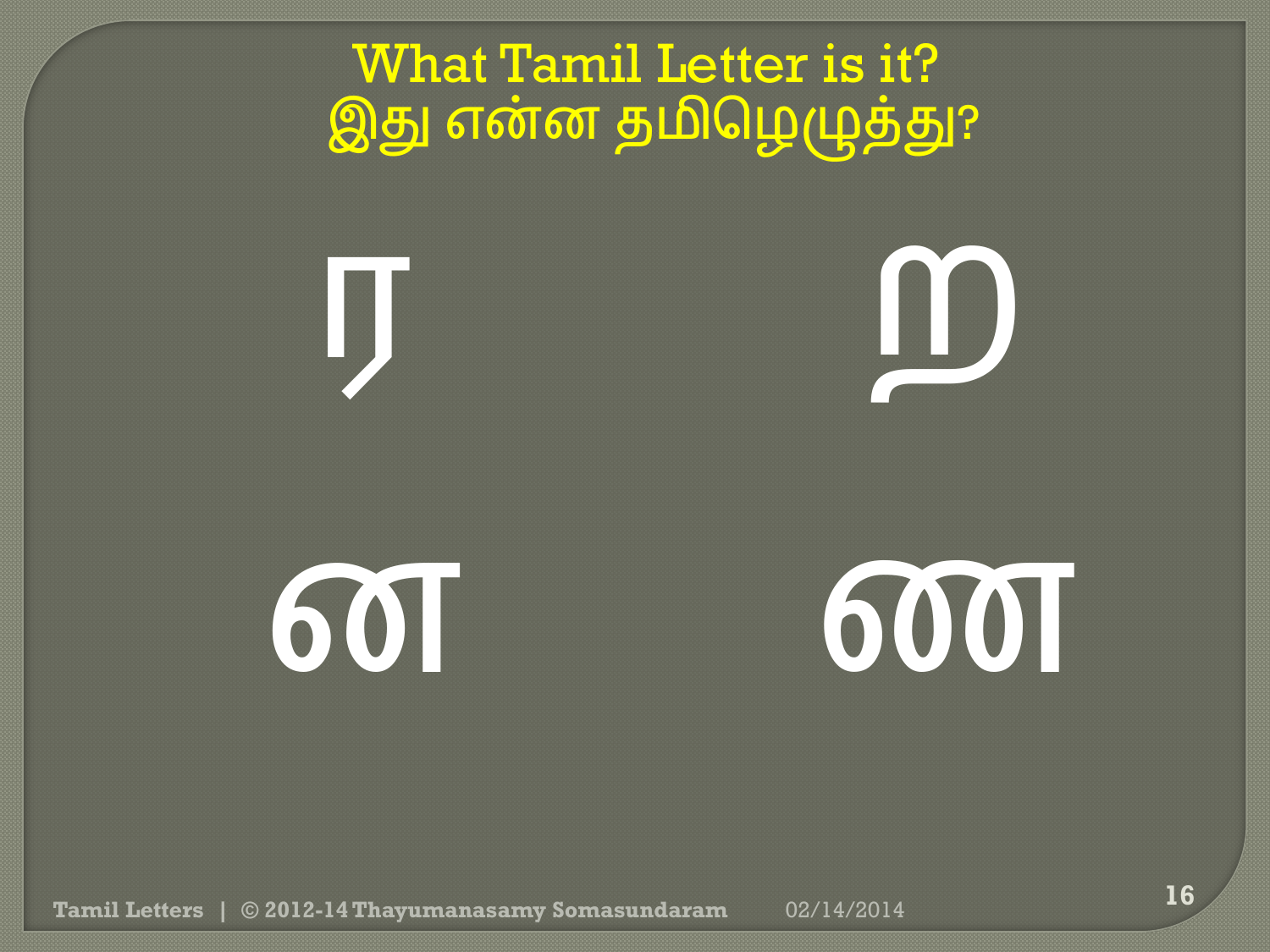# What Tamil Letter is it?
# இது என்ன தமிழெழுத்து?

ர ற

ன ண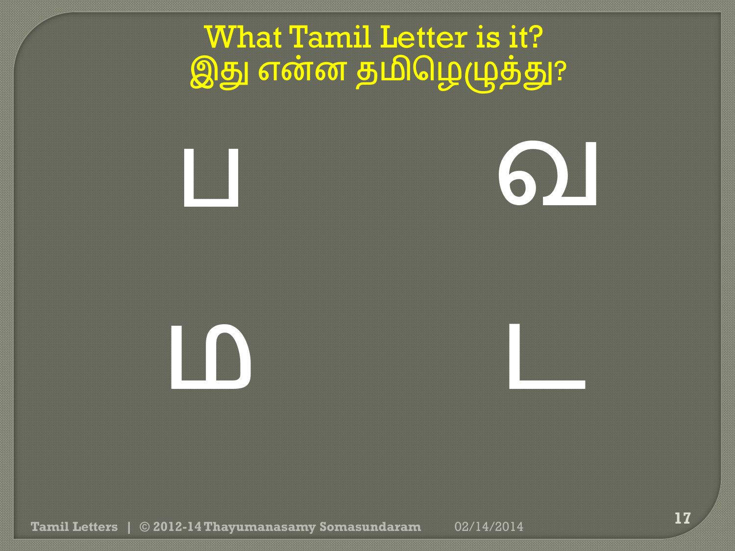# What Tamil Letter is it?
# இது என்ன தமிழெழுத்து?

ப வ

ம ட